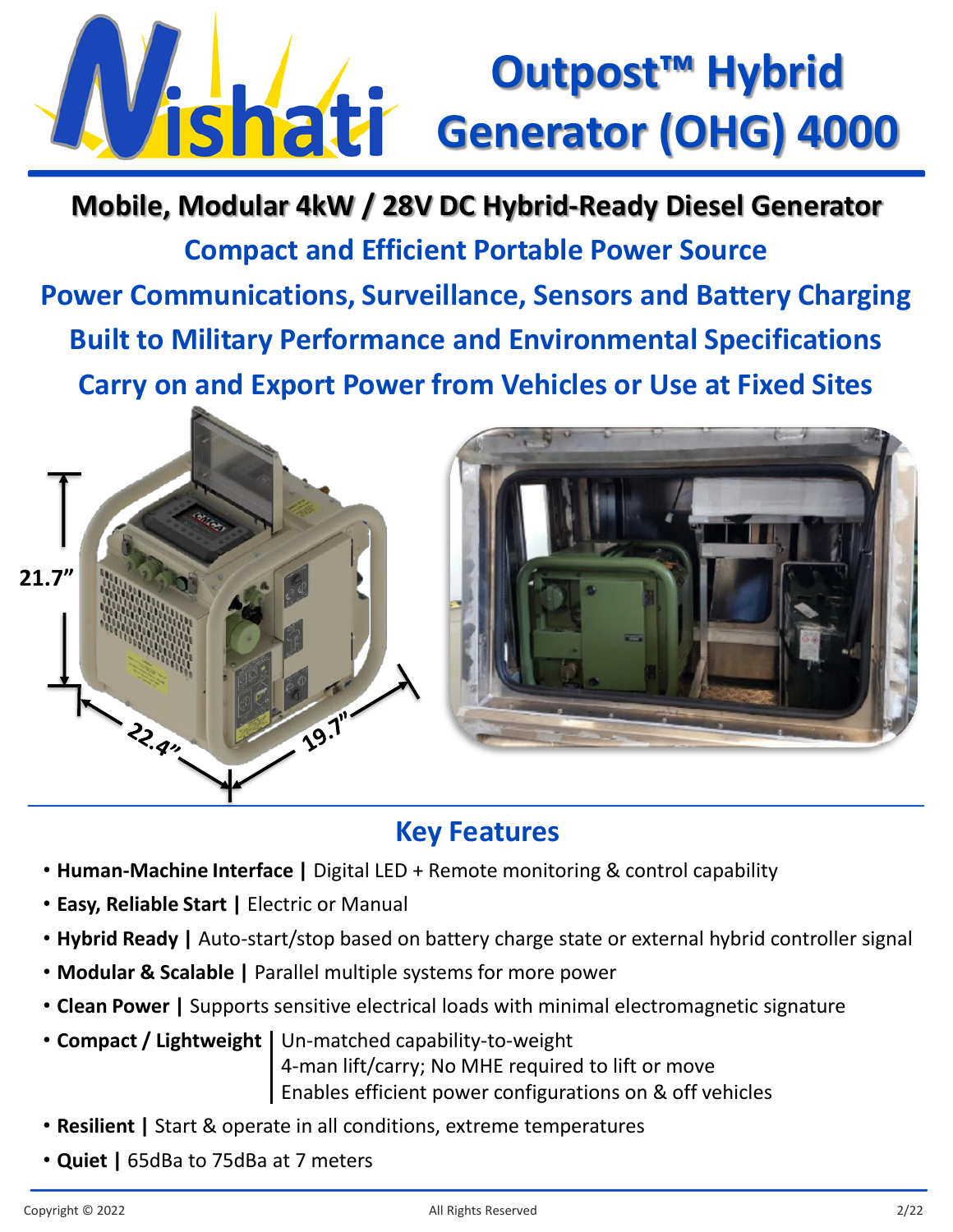# Outpost™ Hybrid Generator (OHG) 4000

**Mobile, Modular 4kW / 28V DC Hybrid-Ready Diesel Generator**

**Compact and Efficient Portable Power Source**

**Power Communications, Surveillance, Sensors and Battery Charging**

**Built to Military Performance and Environmental Specifications**

**Carry on and Export Power from Vehicles or Use at Fixed Sites**

21.7"

22.4"

19.7"

## Key Features

- **Human-Machine Interface |** Digital LED + Remote monitoring & control capability
- **Easy, Reliable Start |** Electric or Manual
- **Hybrid Ready |** Auto-start/stop based on battery charge state or external hybrid controller signal
- **Modular & Scalable |** Parallel multiple systems for more power
- **Clean Power |** Supports sensitive electrical loads with minimal electromagnetic signature
- **Compact / Lightweight |** Un-matched capability-to-weight; 4-man lift/carry; No MHE required to lift or move; Enables efficient power configurations on & off vehicles
- **Resilient |** Start & operate in all conditions, extreme temperatures
- **Quiet |** 65dBa to 75dBa at 7 meters

Copyright © 2022 All Rights Reserved 2/22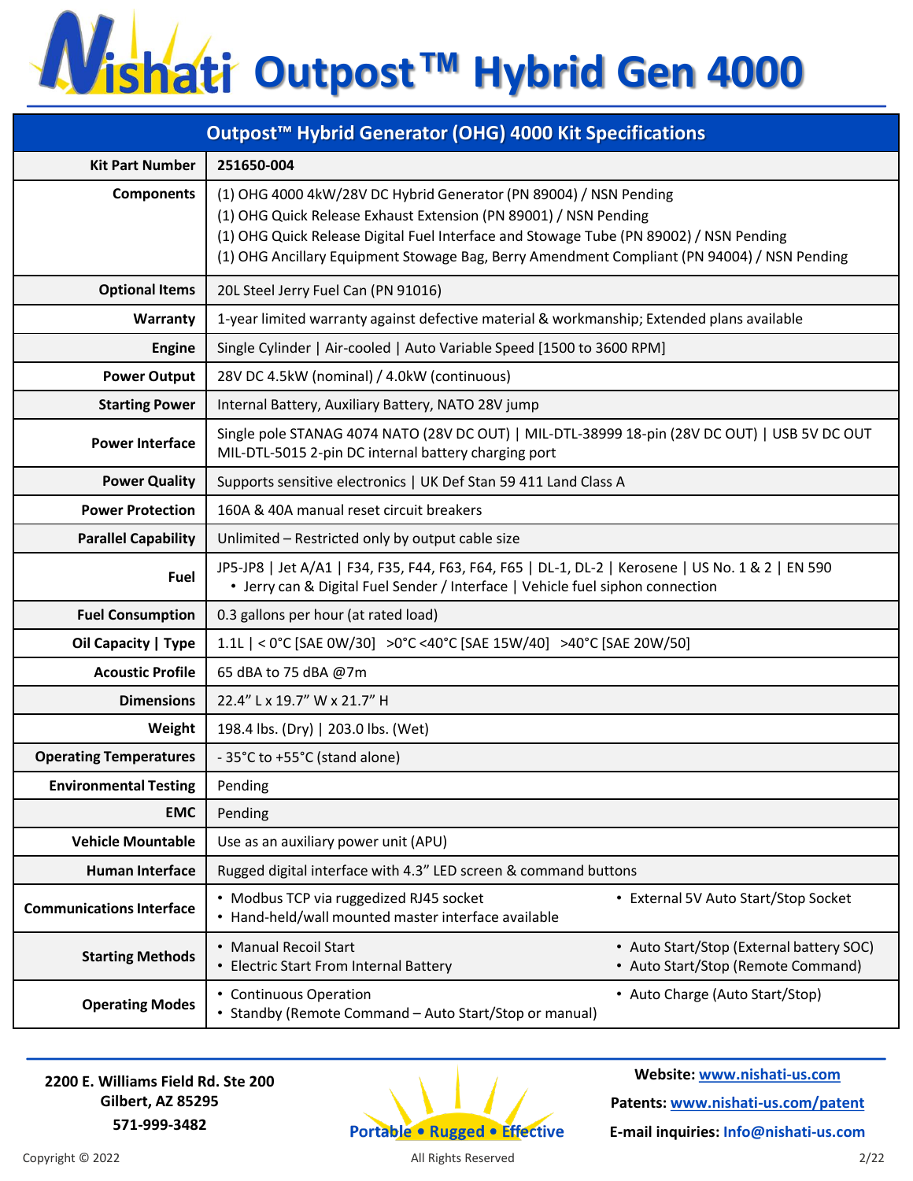# Nishati Outpost™ Hybrid Gen 4000

| Outpost™ Hybrid Generator (OHG) 4000 Kit Specifications | |
|---|---|
| **Kit Part Number** | 251650-004 |
| **Components** | (1) OHG 4000 4kW/28V DC Hybrid Generator (PN 89004) / NSN Pending<br>(1) OHG Quick Release Exhaust Extension (PN 89001) / NSN Pending<br>(1) OHG Quick Release Digital Fuel Interface and Stowage Tube (PN 89002) / NSN Pending<br>(1) OHG Ancillary Equipment Stowage Bag, Berry Amendment Compliant (PN 94004) / NSN Pending |
| **Optional Items** | 20L Steel Jerry Fuel Can (PN 91016) |
| **Warranty** | 1-year limited warranty against defective material & workmanship; Extended plans available |
| **Engine** | Single Cylinder \| Air-cooled \| Auto Variable Speed [1500 to 3600 RPM] |
| **Power Output** | 28V DC 4.5kW (nominal) / 4.0kW (continuous) |
| **Starting Power** | Internal Battery, Auxiliary Battery, NATO 28V jump |
| **Power Interface** | Single pole STANAG 4074 NATO (28V DC OUT) \| MIL-DTL-38999 18-pin (28V DC OUT) \| USB 5V DC OUT<br>MIL-DTL-5015 2-pin DC internal battery charging port |
| **Power Quality** | Supports sensitive electronics \| UK Def Stan 59 411 Land Class A |
| **Power Protection** | 160A & 40A manual reset circuit breakers |
| **Parallel Capability** | Unlimited – Restricted only by output cable size |
| **Fuel** | JP5-JP8 \| Jet A/A1 \| F34, F35, F44, F63, F64, F65 \| DL-1, DL-2 \| Kerosene \| US No. 1 & 2 \| EN 590<br>• Jerry can & Digital Fuel Sender / Interface \| Vehicle fuel siphon connection |
| **Fuel Consumption** | 0.3 gallons per hour (at rated load) |
| **Oil Capacity \| Type** | 1.1L \| < 0°C [SAE 0W/30] >0°C <40°C [SAE 15W/40] >40°C [SAE 20W/50] |
| **Acoustic Profile** | 65 dBA to 75 dBA @7m |
| **Dimensions** | 22.4" L x 19.7" W x 21.7" H |
| **Weight** | 198.4 lbs. (Dry) \| 203.0 lbs. (Wet) |
| **Operating Temperatures** | - 35°C to +55°C (stand alone) |
| **Environmental Testing** | Pending |
| **EMC** | Pending |
| **Vehicle Mountable** | Use as an auxiliary power unit (APU) |
| **Human Interface** | Rugged digital interface with 4.3" LED screen & command buttons |
| **Communications Interface** | • Modbus TCP via ruggedized RJ45 socket<br>• Hand-held/wall mounted master interface available<br>• External 5V Auto Start/Stop Socket |
| **Starting Methods** | • Manual Recoil Start<br>• Electric Start From Internal Battery<br>• Auto Start/Stop (External battery SOC)<br>• Auto Start/Stop (Remote Command) |
| **Operating Modes** | • Continuous Operation<br>• Standby (Remote Command – Auto Start/Stop or manual)<br>• Auto Charge (Auto Start/Stop) |

**2200 E. Williams Field Rd. Ste 200**
**Gilbert, AZ 85295**
**571-999-3482**

Portable • Rugged • Effective

**Website:** www.nishati-us.com
**Patents:** www.nishati-us.com/patent
**E-mail inquiries:** Info@nishati-us.com

Copyright © 2022 All Rights Reserved 2/22